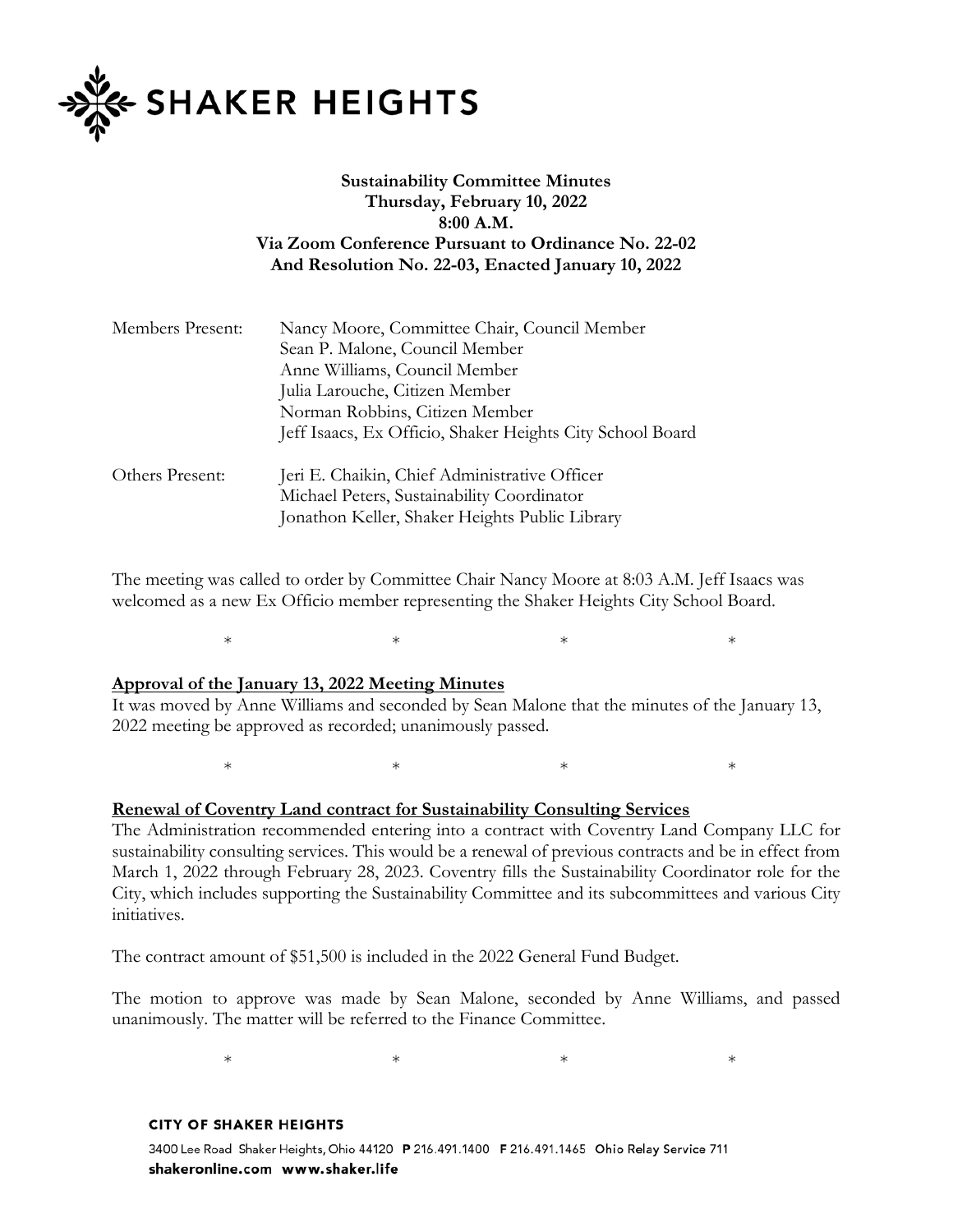SHAKER HEIGHTS

**Sustainability Committee Minutes**
**Thursday, February 10, 2022**
**8:00 A.M.**
**Via Zoom Conference Pursuant to Ordinance No. 22-02**
**And Resolution No. 22-03, Enacted January 10, 2022**

| | |
|---|---|
| Members Present: | Nancy Moore, Committee Chair, Council Member |
| | Sean P. Malone, Council Member |
| | Anne Williams, Council Member |
| | Julia Larouche, Citizen Member |
| | Norman Robbins, Citizen Member |
| | Jeff Isaacs, Ex Officio, Shaker Heights City School Board |
| Others Present: | Jeri E. Chaikin, Chief Administrative Officer |
| | Michael Peters, Sustainability Coordinator |
| | Jonathon Keller, Shaker Heights Public Library |

The meeting was called to order by Committee Chair Nancy Moore at 8:03 A.M. Jeff Isaacs was welcomed as a new Ex Officio member representing the Shaker Heights City School Board.

\* \* \* \*

**Approval of the January 13, 2022 Meeting Minutes**

It was moved by Anne Williams and seconded by Sean Malone that the minutes of the January 13, 2022 meeting be approved as recorded; unanimously passed.

\* \* \* \*

**Renewal of Coventry Land contract for Sustainability Consulting Services**

The Administration recommended entering into a contract with Coventry Land Company LLC for sustainability consulting services. This would be a renewal of previous contracts and be in effect from March 1, 2022 through February 28, 2023. Coventry fills the Sustainability Coordinator role for the City, which includes supporting the Sustainability Committee and its subcommittees and various City initiatives.

The contract amount of $51,500 is included in the 2022 General Fund Budget.

The motion to approve was made by Sean Malone, seconded by Anne Williams, and passed unanimously. The matter will be referred to the Finance Committee.

\* \* \* \*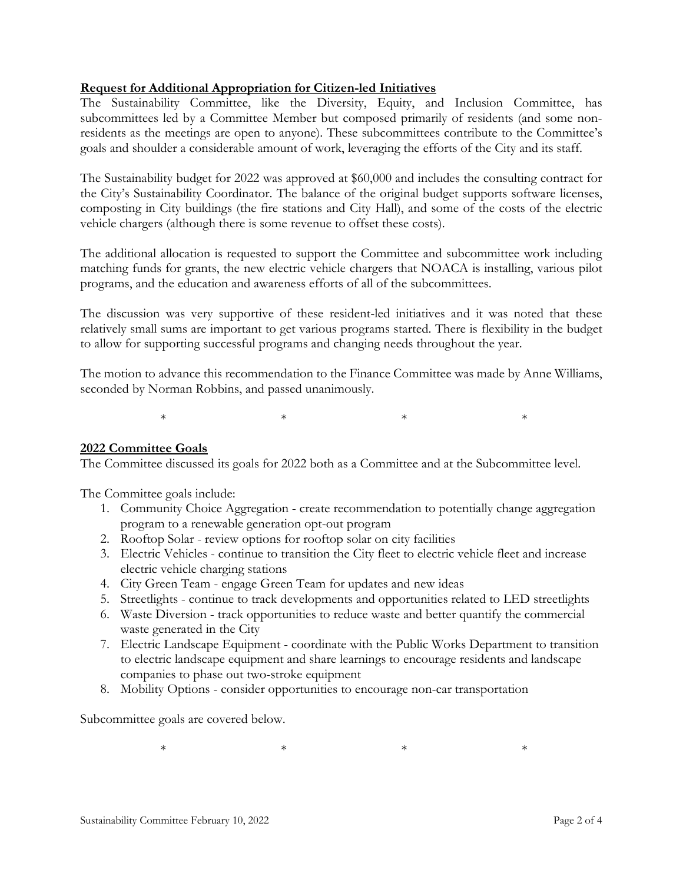**Request for Additional Appropriation for Citizen-led Initiatives**

The Sustainability Committee, like the Diversity, Equity, and Inclusion Committee, has subcommittees led by a Committee Member but composed primarily of residents (and some non-residents as the meetings are open to anyone). These subcommittees contribute to the Committee's goals and shoulder a considerable amount of work, leveraging the efforts of the City and its staff.

The Sustainability budget for 2022 was approved at $60,000 and includes the consulting contract for the City's Sustainability Coordinator. The balance of the original budget supports software licenses, composting in City buildings (the fire stations and City Hall), and some of the costs of the electric vehicle chargers (although there is some revenue to offset these costs).

The additional allocation is requested to support the Committee and subcommittee work including matching funds for grants, the new electric vehicle chargers that NOACA is installing, various pilot programs, and the education and awareness efforts of all of the subcommittees.

The discussion was very supportive of these resident-led initiatives and it was noted that these relatively small sums are important to get various programs started. There is flexibility in the budget to allow for supporting successful programs and changing needs throughout the year.

The motion to advance this recommendation to the Finance Committee was made by Anne Williams, seconded by Norman Robbins, and passed unanimously.

\* \* \* \*

**2022 Committee Goals**

The Committee discussed its goals for 2022 both as a Committee and at the Subcommittee level.

The Committee goals include:

1. Community Choice Aggregation - create recommendation to potentially change aggregation program to a renewable generation opt-out program
2. Rooftop Solar - review options for rooftop solar on city facilities
3. Electric Vehicles - continue to transition the City fleet to electric vehicle fleet and increase electric vehicle charging stations
4. City Green Team - engage Green Team for updates and new ideas
5. Streetlights - continue to track developments and opportunities related to LED streetlights
6. Waste Diversion - track opportunities to reduce waste and better quantify the commercial waste generated in the City
7. Electric Landscape Equipment - coordinate with the Public Works Department to transition to electric landscape equipment and share learnings to encourage residents and landscape companies to phase out two-stroke equipment
8. Mobility Options - consider opportunities to encourage non-car transportation

Subcommittee goals are covered below.

\* \* \* \*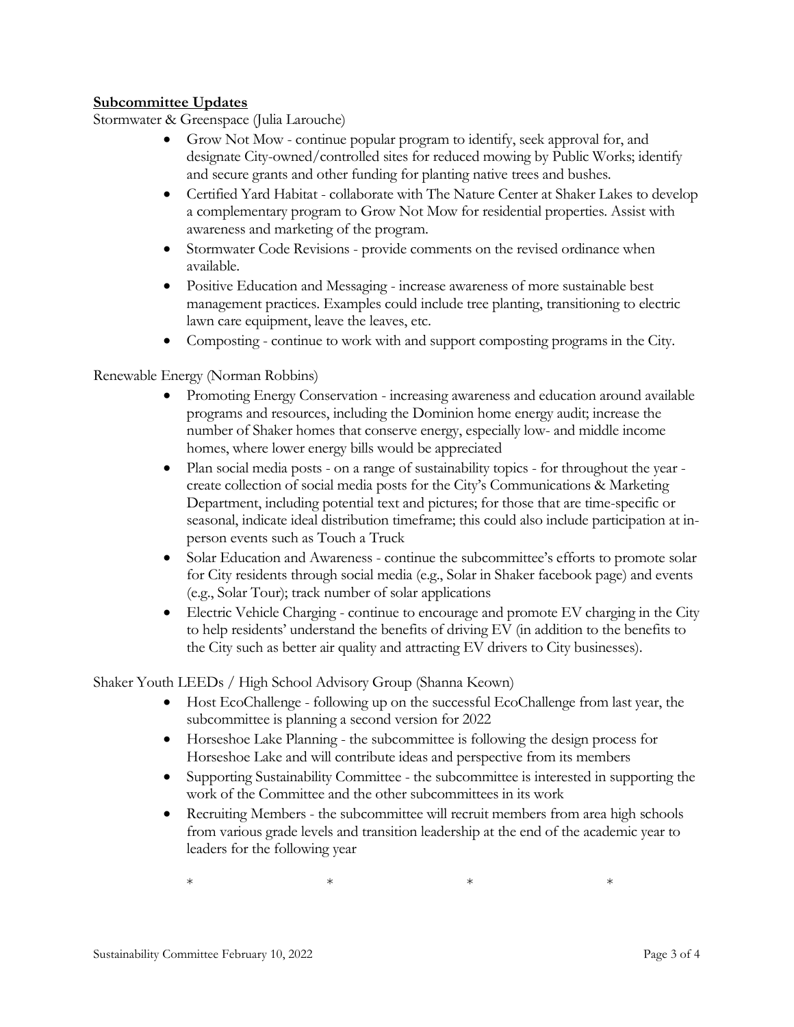## **Subcommittee Updates**

Stormwater & Greenspace (Julia Larouche)

- Grow Not Mow - continue popular program to identify, seek approval for, and designate City-owned/controlled sites for reduced mowing by Public Works; identify and secure grants and other funding for planting native trees and bushes.
- Certified Yard Habitat - collaborate with The Nature Center at Shaker Lakes to develop a complementary program to Grow Not Mow for residential properties. Assist with awareness and marketing of the program.
- Stormwater Code Revisions - provide comments on the revised ordinance when available.
- Positive Education and Messaging - increase awareness of more sustainable best management practices. Examples could include tree planting, transitioning to electric lawn care equipment, leave the leaves, etc.
- Composting - continue to work with and support composting programs in the City.

Renewable Energy (Norman Robbins)

- Promoting Energy Conservation - increasing awareness and education around available programs and resources, including the Dominion home energy audit; increase the number of Shaker homes that conserve energy, especially low- and middle income homes, where lower energy bills would be appreciated
- Plan social media posts - on a range of sustainability topics - for throughout the year - create collection of social media posts for the City's Communications & Marketing Department, including potential text and pictures; for those that are time-specific or seasonal, indicate ideal distribution timeframe; this could also include participation at in-person events such as Touch a Truck
- Solar Education and Awareness - continue the subcommittee's efforts to promote solar for City residents through social media (e.g., Solar in Shaker facebook page) and events (e.g., Solar Tour); track number of solar applications
- Electric Vehicle Charging - continue to encourage and promote EV charging in the City to help residents' understand the benefits of driving EV (in addition to the benefits to the City such as better air quality and attracting EV drivers to City businesses).

Shaker Youth LEEDs / High School Advisory Group (Shanna Keown)

- Host EcoChallenge - following up on the successful EcoChallenge from last year, the subcommittee is planning a second version for 2022
- Horseshoe Lake Planning - the subcommittee is following the design process for Horseshoe Lake and will contribute ideas and perspective from its members
- Supporting Sustainability Committee - the subcommittee is interested in supporting the work of the Committee and the other subcommittees in its work
- Recruiting Members - the subcommittee will recruit members from area high schools from various grade levels and transition leadership at the end of the academic year to leaders for the following year

\*　　　　\*　　　　\*　　　　\*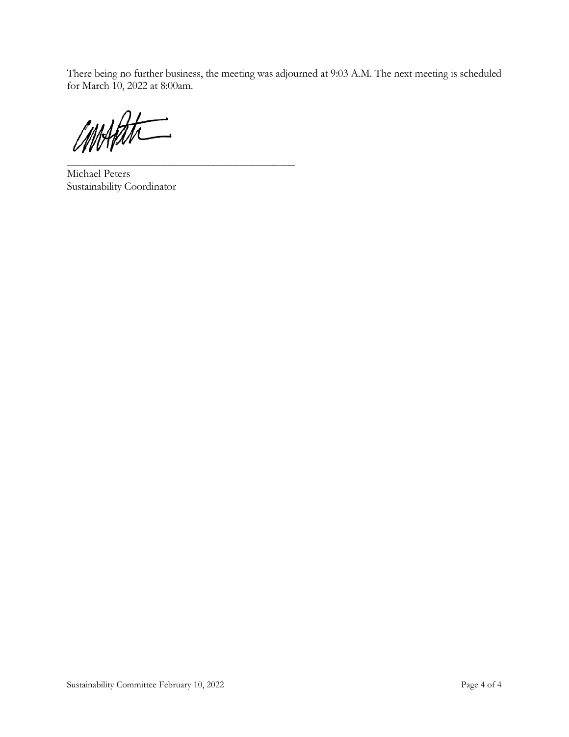There being no further business, the meeting was adjourned at 9:03 A.M. The next meeting is scheduled for March 10, 2022 at 8:00am.

\_\_\_\_\_\_\_\_\_\_\_\_\_\_\_\_\_\_\_\_\_\_\_\_\_\_\_\_\_\_\_\_\_\_\_\_\_\_\_\_\_\_\_\_

Michael Peters
Sustainability Coordinator